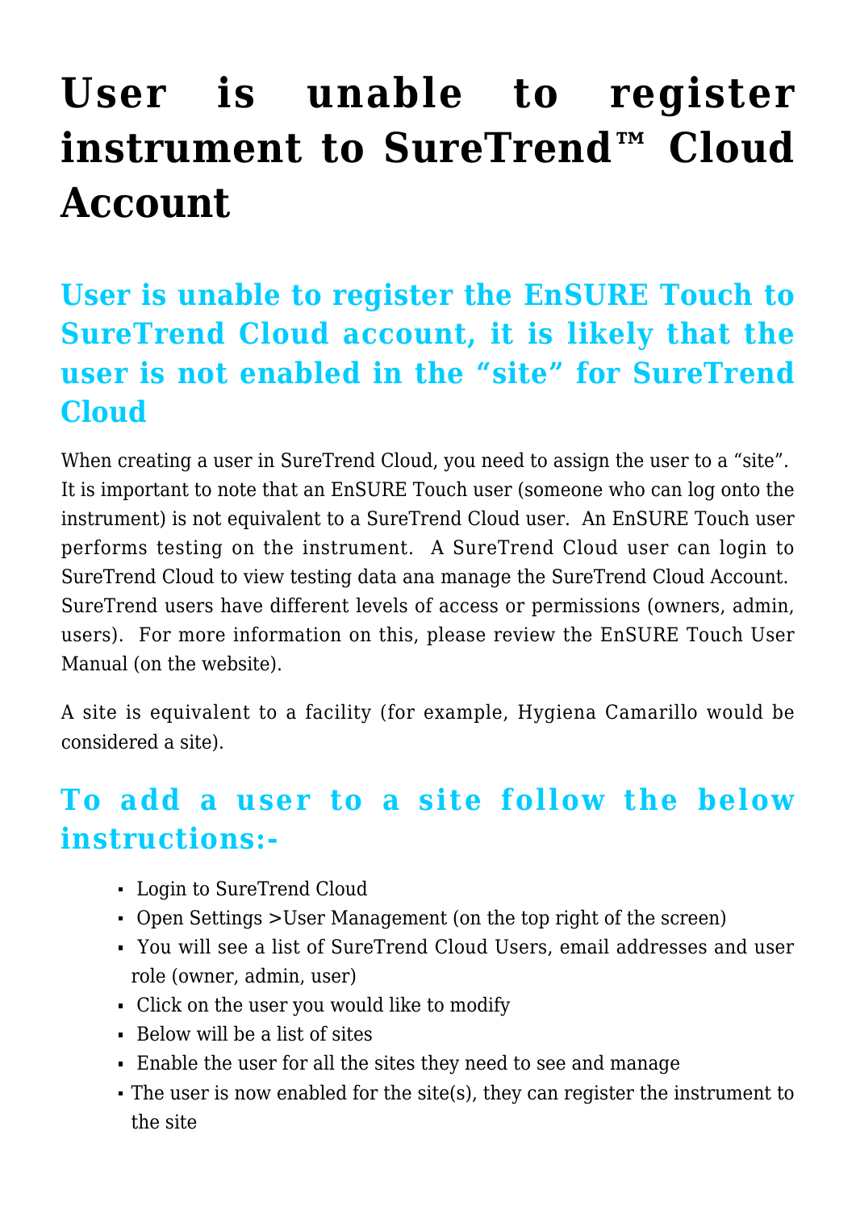# User is unable to register instrument to SureTrend™ Cloud Account

## User is unable to register the EnSURE Touch to SureTrend Cloud account, it is likely that the user is not enabled in the "site" for SureTrend Cloud

When creating a user in SureTrend Cloud, you need to assign the user to a "site". It is important to note that an EnSURE Touch user (someone who can log onto the instrument) is not equivalent to a SureTrend Cloud user. An EnSURE Touch user performs testing on the instrument. A SureTrend Cloud user can login to SureTrend Cloud to view testing data ana manage the SureTrend Cloud Account. SureTrend users have different levels of access or permissions (owners, admin, users). For more information on this, please review the EnSURE Touch User Manual (on the website).

A site is equivalent to a facility (for example, Hygiena Camarillo would be considered a site).

## To add a user to a site follow the below instructions:-

- Login to SureTrend Cloud
- Open Settings >User Management (on the top right of the screen)
- You will see a list of SureTrend Cloud Users, email addresses and user role (owner, admin, user)
- Click on the user you would like to modify
- Below will be a list of sites
- Enable the user for all the sites they need to see and manage
- The user is now enabled for the site(s), they can register the instrument to the site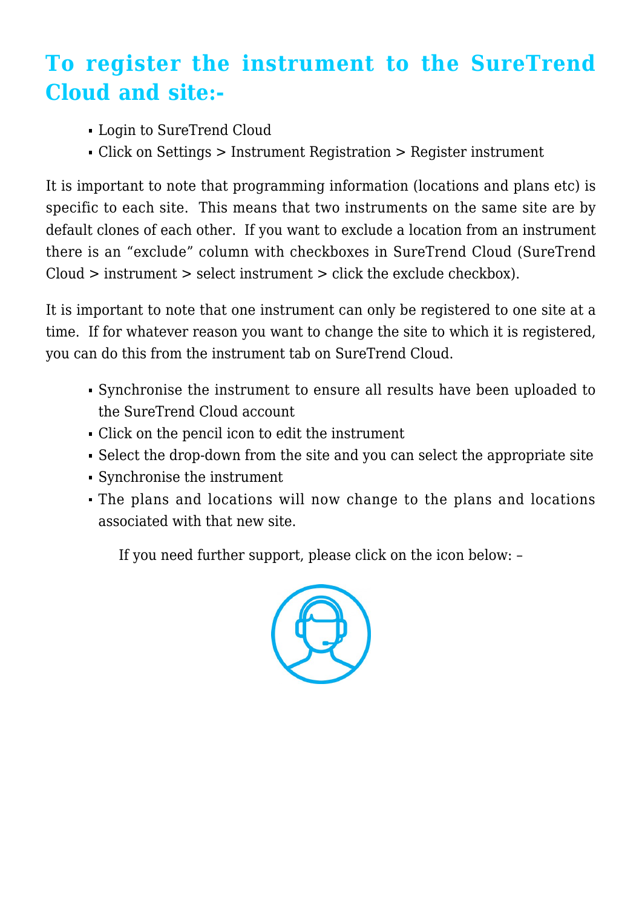## To register the instrument to the SureTrend Cloud and site:-

- Login to SureTrend Cloud
- Click on Settings > Instrument Registration > Register instrument

It is important to note that programming information (locations and plans etc) is specific to each site. This means that two instruments on the same site are by default clones of each other. If you want to exclude a location from an instrument there is an "exclude" column with checkboxes in SureTrend Cloud (SureTrend Cloud > instrument > select instrument > click the exclude checkbox).

It is important to note that one instrument can only be registered to one site at a time. If for whatever reason you want to change the site to which it is registered, you can do this from the instrument tab on SureTrend Cloud.

- Synchronise the instrument to ensure all results have been uploaded to the SureTrend Cloud account
- Click on the pencil icon to edit the instrument
- Select the drop-down from the site and you can select the appropriate site
- Synchronise the instrument
- The plans and locations will now change to the plans and locations associated with that new site.

If you need further support, please click on the icon below: –